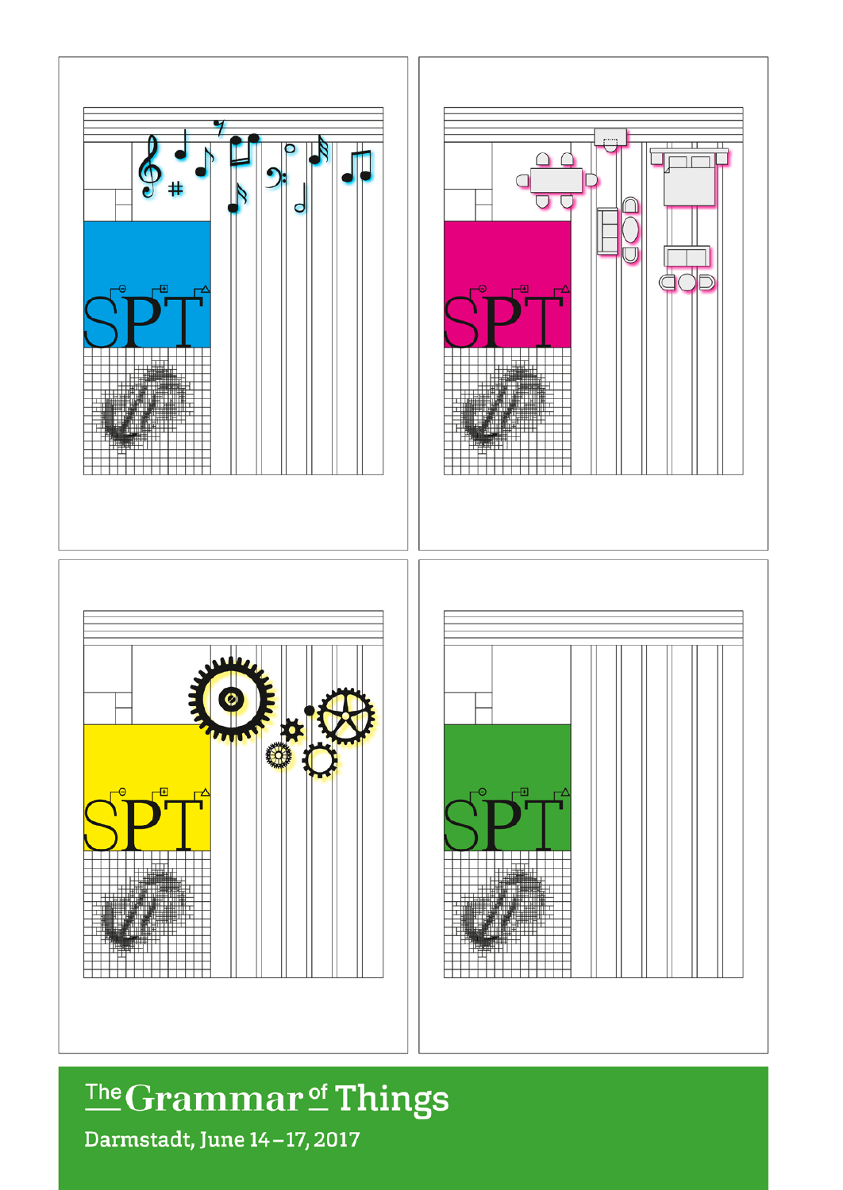# The Grammar of Things

Darmstadt, June 14 – 17, 2017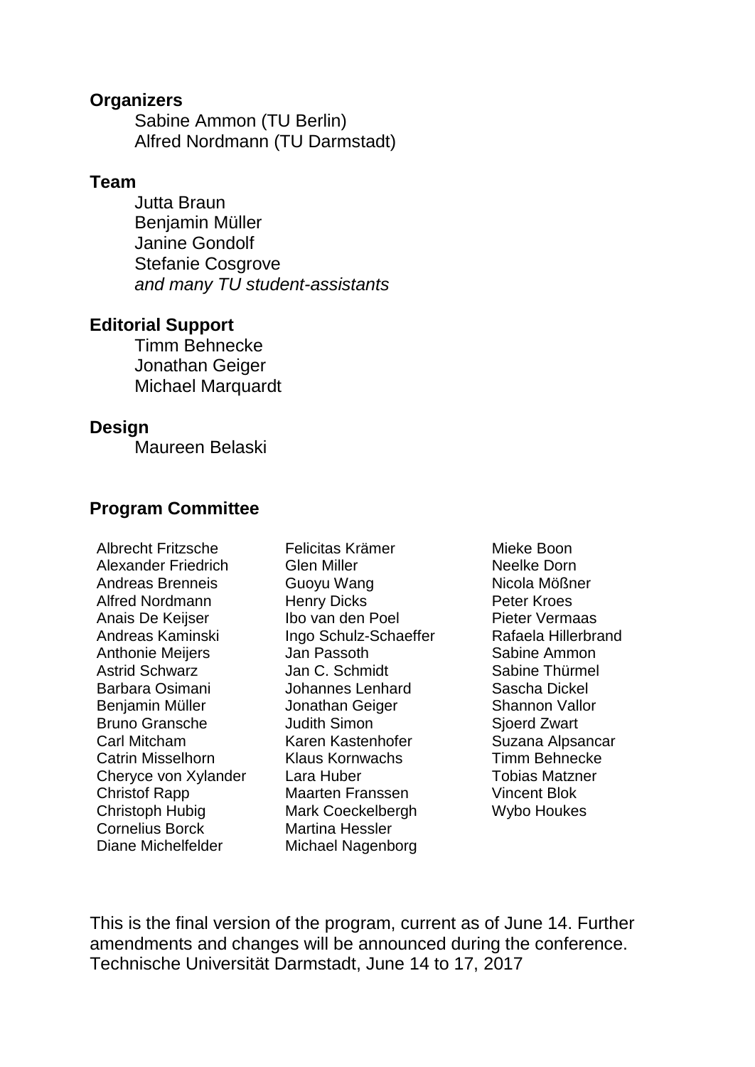**Organizers**

Sabine Ammon (TU Berlin)
Alfred Nordmann (TU Darmstadt)

**Team**

Jutta Braun
Benjamin Müller
Janine Gondolf
Stefanie Cosgrove
*and many TU student-assistants*

**Editorial Support**

Timm Behnecke
Jonathan Geiger
Michael Marquardt

**Design**

Maureen Belaski

**Program Committee**

Albrecht Fritzsche
Alexander Friedrich
Andreas Brenneis
Alfred Nordmann
Anais De Keijser
Andreas Kaminski
Anthonie Meijers
Astrid Schwarz
Barbara Osimani
Benjamin Müller
Bruno Gransche
Carl Mitcham
Catrin Misselhorn
Cheryce von Xylander
Christof Rapp
Christoph Hubig
Cornelius Borck
Diane Michelfelder
Felicitas Krämer
Glen Miller
Guoyu Wang
Henry Dicks
Ibo van den Poel
Ingo Schulz-Schaeffer
Jan Passoth
Jan C. Schmidt
Johannes Lenhard
Jonathan Geiger
Judith Simon
Karen Kastenhofer
Klaus Kornwachs
Lara Huber
Maarten Franssen
Mark Coeckelbergh
Martina Hessler
Michael Nagenborg
Mieke Boon
Neelke Dorn
Nicola Mößner
Peter Kroes
Pieter Vermaas
Rafaela Hillerbrand
Sabine Ammon
Sabine Thürmel
Sascha Dickel
Shannon Vallor
Sjoerd Zwart
Suzana Alpsancar
Timm Behnecke
Tobias Matzner
Vincent Blok
Wybo Houkes

This is the final version of the program, current as of June 14. Further amendments and changes will be announced during the conference.
Technische Universität Darmstadt, June 14 to 17, 2017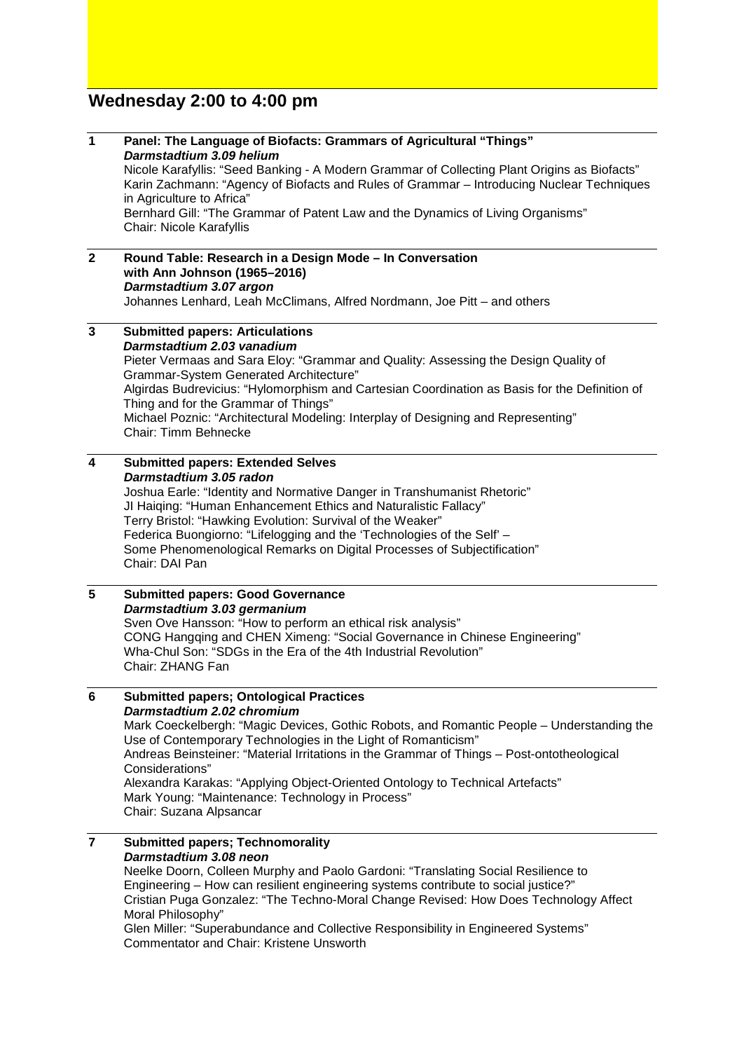## Wednesday 2:00 to 4:00 pm

**1 Panel: The Language of Biofacts: Grammars of Agricultural "Things"**
***Darmstadtium 3.09 helium***
Nicole Karafyllis: "Seed Banking - A Modern Grammar of Collecting Plant Origins as Biofacts"
Karin Zachmann: "Agency of Biofacts and Rules of Grammar – Introducing Nuclear Techniques in Agriculture to Africa"
Bernhard Gill: "The Grammar of Patent Law and the Dynamics of Living Organisms"
Chair: Nicole Karafyllis

**2 Round Table: Research in a Design Mode – In Conversation with Ann Johnson (1965–2016)**
***Darmstadtium 3.07 argon***
Johannes Lenhard, Leah McClimans, Alfred Nordmann, Joe Pitt – and others

**3 Submitted papers: Articulations**
***Darmstadtium 2.03 vanadium***
Pieter Vermaas and Sara Eloy: "Grammar and Quality: Assessing the Design Quality of Grammar-System Generated Architecture"
Algirdas Budrevicius: "Hylomorphism and Cartesian Coordination as Basis for the Definition of Thing and for the Grammar of Things"
Michael Poznic: "Architectural Modeling: Interplay of Designing and Representing"
Chair: Timm Behnecke

**4 Submitted papers: Extended Selves**
***Darmstadtium 3.05 radon***
Joshua Earle: "Identity and Normative Danger in Transhumanist Rhetoric"
JI Haiqing: "Human Enhancement Ethics and Naturalistic Fallacy"
Terry Bristol: "Hawking Evolution: Survival of the Weaker"
Federica Buongiorno: "Lifelogging and the 'Technologies of the Self' – Some Phenomenological Remarks on Digital Processes of Subjectification"
Chair: DAI Pan

**5 Submitted papers: Good Governance**
***Darmstadtium 3.03 germanium***
Sven Ove Hansson: "How to perform an ethical risk analysis"
CONG Hangqing and CHEN Ximeng: "Social Governance in Chinese Engineering"
Wha-Chul Son: "SDGs in the Era of the 4th Industrial Revolution"
Chair: ZHANG Fan

**6 Submitted papers; Ontological Practices**
***Darmstadtium 2.02 chromium***
Mark Coeckelbergh: "Magic Devices, Gothic Robots, and Romantic People – Understanding the Use of Contemporary Technologies in the Light of Romanticism"
Andreas Beinsteiner: "Material Irritations in the Grammar of Things – Post-ontotheological Considerations"
Alexandra Karakas: "Applying Object-Oriented Ontology to Technical Artefacts"
Mark Young: "Maintenance: Technology in Process"
Chair: Suzana Alpsancar

**7 Submitted papers; Technomorality**
***Darmstadtium 3.08 neon***
Neelke Doorn, Colleen Murphy and Paolo Gardoni: "Translating Social Resilience to Engineering – How can resilient engineering systems contribute to social justice?"
Cristian Puga Gonzalez: "The Techno-Moral Change Revised: How Does Technology Affect Moral Philosophy"
Glen Miller: "Superabundance and Collective Responsibility in Engineered Systems"
Commentator and Chair: Kristene Unsworth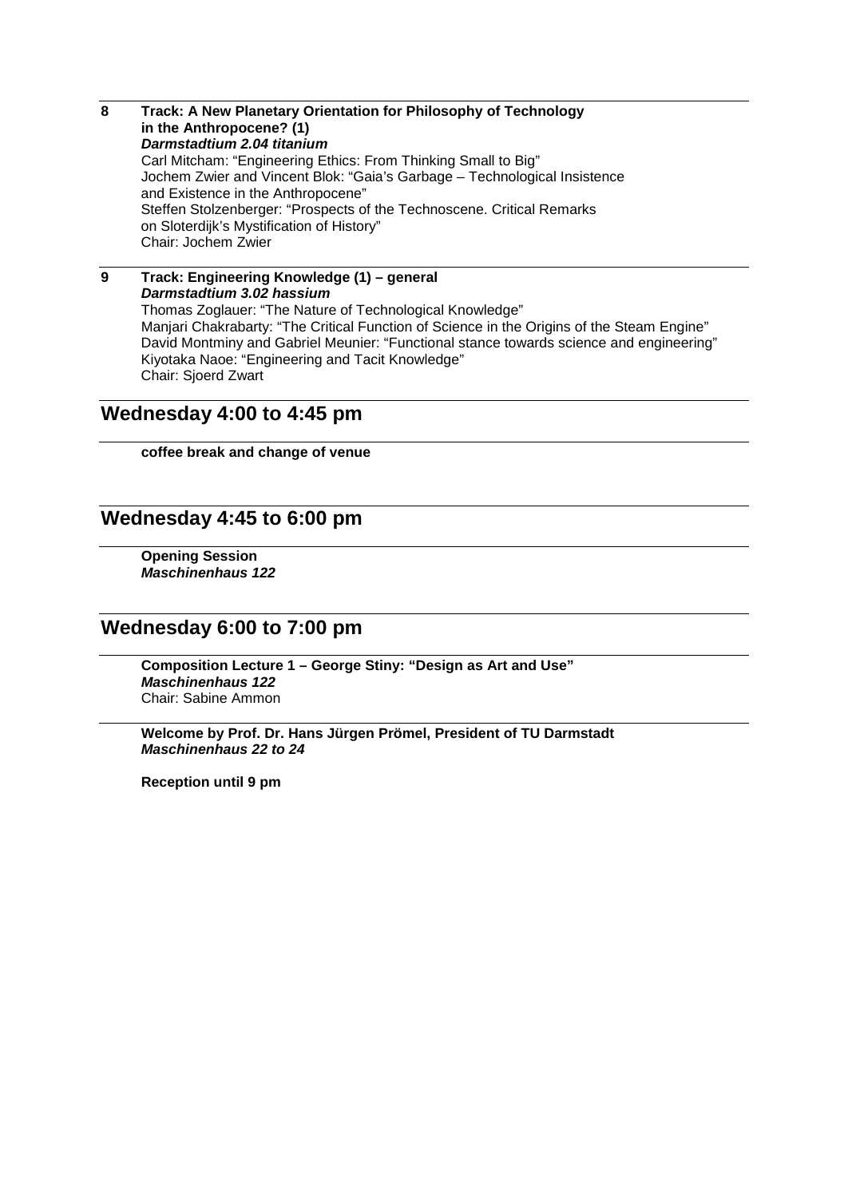**8 Track: A New Planetary Orientation for Philosophy of Technology in the Anthropocene? (1)**
***Darmstadtium 2.04 titanium***
Carl Mitcham: "Engineering Ethics: From Thinking Small to Big"
Jochem Zwier and Vincent Blok: "Gaia's Garbage – Technological Insistence and Existence in the Anthropocene"
Steffen Stolzenberger: "Prospects of the Technoscene. Critical Remarks on Sloterdijk's Mystification of History"
Chair: Jochem Zwier

**9 Track: Engineering Knowledge (1) – general**
***Darmstadtium 3.02 hassium***
Thomas Zoglauer: "The Nature of Technological Knowledge"
Manjari Chakrabarty: "The Critical Function of Science in the Origins of the Steam Engine"
David Montminy and Gabriel Meunier: "Functional stance towards science and engineering"
Kiyotaka Naoe: "Engineering and Tacit Knowledge"
Chair: Sjoerd Zwart

## Wednesday 4:00 to 4:45 pm

**coffee break and change of venue**

## Wednesday 4:45 to 6:00 pm

**Opening Session**
***Maschinenhaus 122***

## Wednesday 6:00 to 7:00 pm

**Composition Lecture 1 – George Stiny: "Design as Art and Use"**
***Maschinenhaus 122***
Chair: Sabine Ammon

**Welcome by Prof. Dr. Hans Jürgen Prömel, President of TU Darmstadt**
***Maschinenhaus 22 to 24***

**Reception until 9 pm**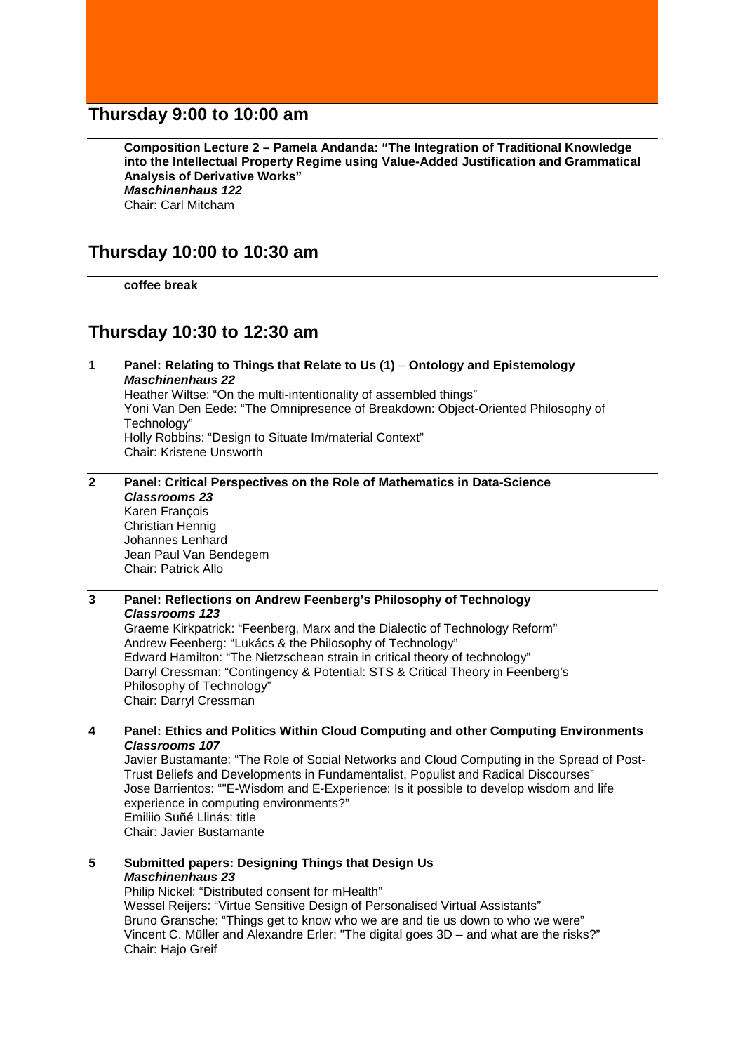## Thursday 9:00 to 10:00 am

**Composition Lecture 2 – Pamela Andanda: "The Integration of Traditional Knowledge into the Intellectual Property Regime using Value-Added Justification and Grammatical Analysis of Derivative Works"**
***Maschinenhaus 122***
Chair: Carl Mitcham

## Thursday 10:00 to 10:30 am

**coffee break**

## Thursday 10:30 to 12:30 am

**1 Panel: Relating to Things that Relate to Us (1) – Ontology and Epistemology**
***Maschinenhaus 22***
Heather Wiltse: "On the multi-intentionality of assembled things"
Yoni Van Den Eede: "The Omnipresence of Breakdown: Object-Oriented Philosophy of Technology"
Holly Robbins: "Design to Situate Im/material Context"
Chair: Kristene Unsworth

**2 Panel: Critical Perspectives on the Role of Mathematics in Data-Science**
***Classrooms 23***
Karen François
Christian Hennig
Johannes Lenhard
Jean Paul Van Bendegem
Chair: Patrick Allo

**3 Panel: Reflections on Andrew Feenberg's Philosophy of Technology**
***Classrooms 123***
Graeme Kirkpatrick: "Feenberg, Marx and the Dialectic of Technology Reform"
Andrew Feenberg: "Lukács & the Philosophy of Technology"
Edward Hamilton: "The Nietzschean strain in critical theory of technology"
Darryl Cressman: "Contingency & Potential: STS & Critical Theory in Feenberg's Philosophy of Technology"
Chair: Darryl Cressman

**4 Panel: Ethics and Politics Within Cloud Computing and other Computing Environments**
***Classrooms 107***
Javier Bustamante: "The Role of Social Networks and Cloud Computing in the Spread of Post-Trust Beliefs and Developments in Fundamentalist, Populist and Radical Discourses"
Jose Barrientos: ""E-Wisdom and E-Experience: Is it possible to develop wisdom and life experience in computing environments?"
Emiliio Suñé Llinás: title
Chair: Javier Bustamante

**5 Submitted papers: Designing Things that Design Us**
***Maschinenhaus 23***
Philip Nickel: "Distributed consent for mHealth"
Wessel Reijers: "Virtue Sensitive Design of Personalised Virtual Assistants"
Bruno Gransche: "Things get to know who we are and tie us down to who we were"
Vincent C. Müller and Alexandre Erler: "The digital goes 3D – and what are the risks?"
Chair: Hajo Greif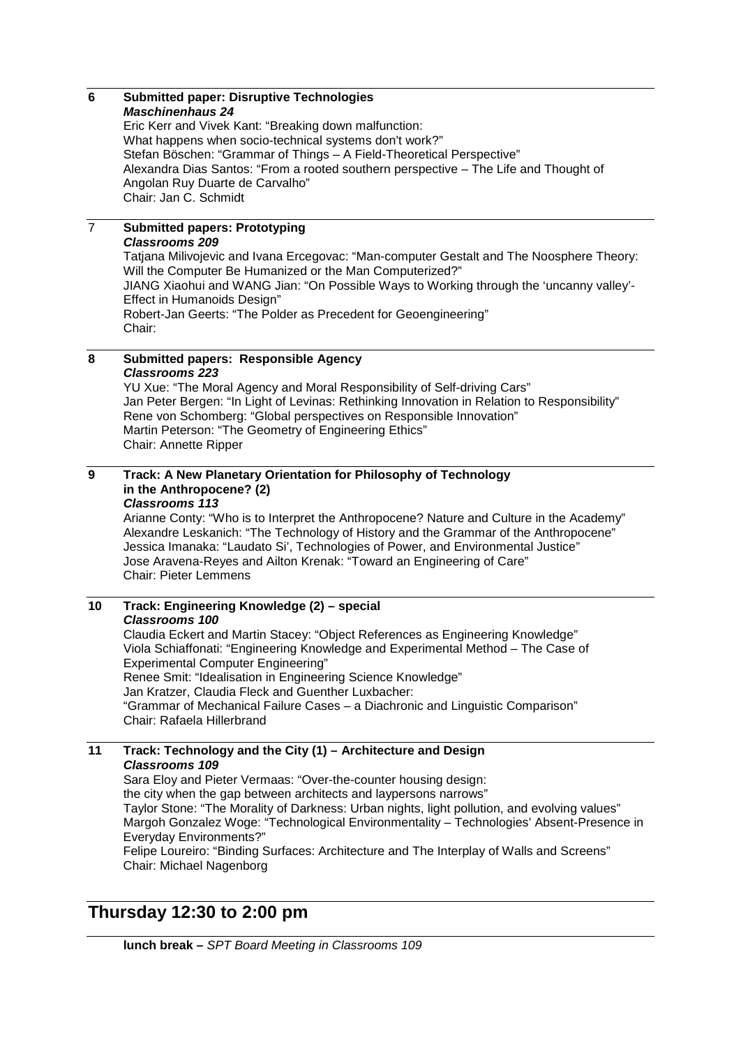**6 Submitted paper: Disruptive Technologies**
***Maschinenhaus 24***
Eric Kerr and Vivek Kant: "Breaking down malfunction:
What happens when socio-technical systems don't work?"
Stefan Böschen: "Grammar of Things – A Field-Theoretical Perspective"
Alexandra Dias Santos: "From a rooted southern perspective – The Life and Thought of Angolan Ruy Duarte de Carvalho"
Chair: Jan C. Schmidt

**7 Submitted papers: Prototyping**
***Classrooms 209***
Tatjana Milivojevic and Ivana Ercegovac: "Man-computer Gestalt and The Noosphere Theory: Will the Computer Be Humanized or the Man Computerized?"
JIANG Xiaohui and WANG Jian: "On Possible Ways to Working through the 'uncanny valley'-Effect in Humanoids Design"
Robert-Jan Geerts: "The Polder as Precedent for Geoengineering"
Chair:

**8 Submitted papers: Responsible Agency**
***Classrooms 223***
YU Xue: "The Moral Agency and Moral Responsibility of Self-driving Cars"
Jan Peter Bergen: "In Light of Levinas: Rethinking Innovation in Relation to Responsibility"
Rene von Schomberg: "Global perspectives on Responsible Innovation"
Martin Peterson: "The Geometry of Engineering Ethics"
Chair: Annette Ripper

**9 Track: A New Planetary Orientation for Philosophy of Technology in the Anthropocene? (2)**
***Classrooms 113***
Arianne Conty: "Who is to Interpret the Anthropocene? Nature and Culture in the Academy"
Alexandre Leskanich: "The Technology of History and the Grammar of the Anthropocene"
Jessica Imanaka: "Laudato Si', Technologies of Power, and Environmental Justice"
Jose Aravena-Reyes and Ailton Krenak: "Toward an Engineering of Care"
Chair: Pieter Lemmens

**10 Track: Engineering Knowledge (2) – special**
***Classrooms 100***
Claudia Eckert and Martin Stacey: "Object References as Engineering Knowledge"
Viola Schiaffonati: "Engineering Knowledge and Experimental Method – The Case of Experimental Computer Engineering"
Renee Smit: "Idealisation in Engineering Science Knowledge"
Jan Kratzer, Claudia Fleck and Guenther Luxbacher:
"Grammar of Mechanical Failure Cases – a Diachronic and Linguistic Comparison"
Chair: Rafaela Hillerbrand

**11 Track: Technology and the City (1) – Architecture and Design**
***Classrooms 109***
Sara Eloy and Pieter Vermaas: "Over-the-counter housing design:
the city when the gap between architects and laypersons narrows"
Taylor Stone: "The Morality of Darkness: Urban nights, light pollution, and evolving values"
Margoh Gonzalez Woge: "Technological Environmentality – Technologies' Absent-Presence in Everyday Environments?"
Felipe Loureiro: "Binding Surfaces: Architecture and The Interplay of Walls and Screens"
Chair: Michael Nagenborg

## Thursday 12:30 to 2:00 pm

**lunch break –** *SPT Board Meeting in Classrooms 109*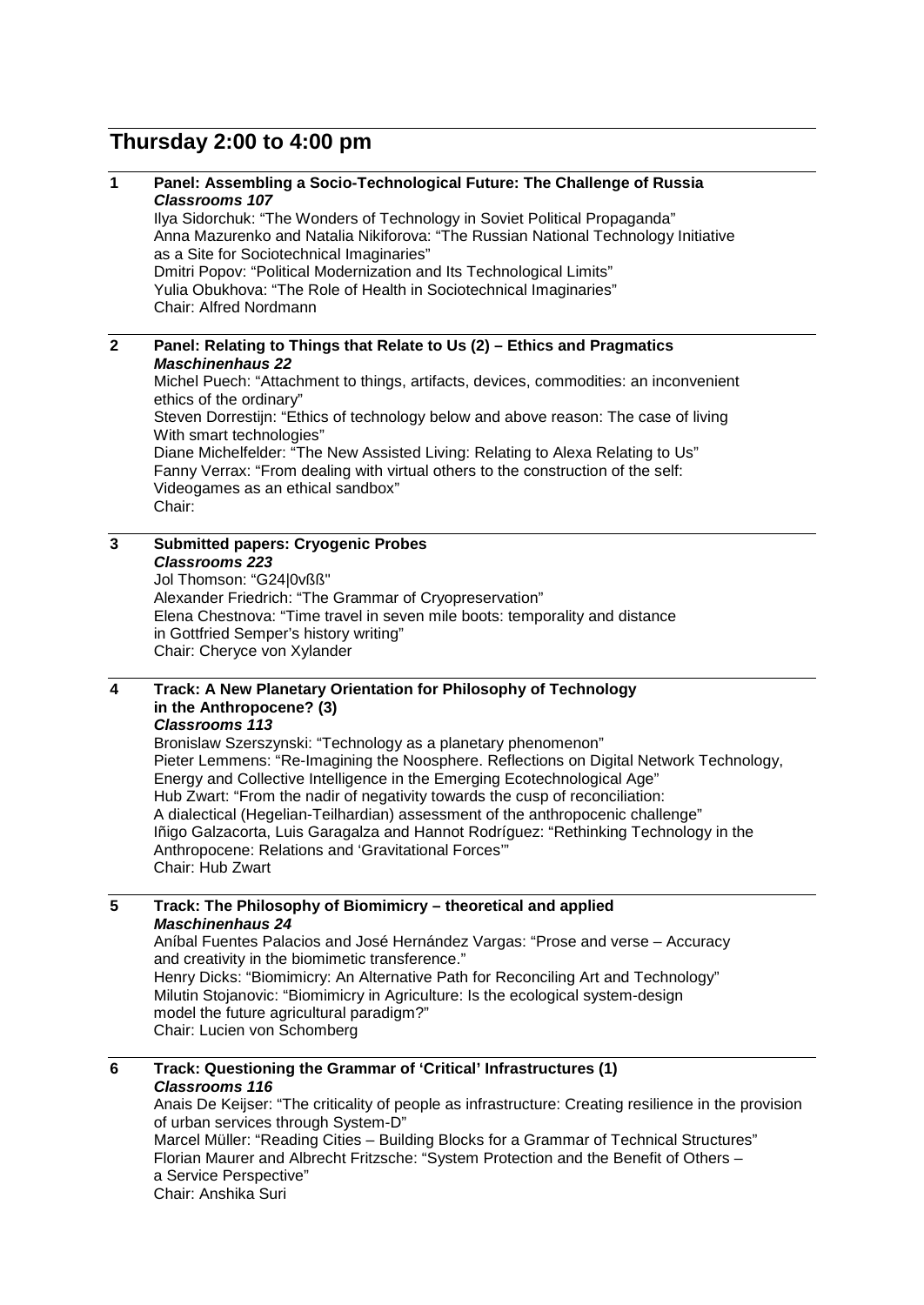## Thursday 2:00 to 4:00 pm

**1 Panel: Assembling a Socio-Technological Future: The Challenge of Russia**
***Classrooms 107***
Ilya Sidorchuk: "The Wonders of Technology in Soviet Political Propaganda"
Anna Mazurenko and Natalia Nikiforova: "The Russian National Technology Initiative as a Site for Sociotechnical Imaginaries"
Dmitri Popov: "Political Modernization and Its Technological Limits"
Yulia Obukhova: "The Role of Health in Sociotechnical Imaginaries"
Chair: Alfred Nordmann

**2 Panel: Relating to Things that Relate to Us (2) – Ethics and Pragmatics**
***Maschinenhaus 22***
Michel Puech: "Attachment to things, artifacts, devices, commodities: an inconvenient ethics of the ordinary"
Steven Dorrestijn: "Ethics of technology below and above reason: The case of living With smart technologies"
Diane Michelfelder: "The New Assisted Living: Relating to Alexa Relating to Us"
Fanny Verrax: "From dealing with virtual others to the construction of the self: Videogames as an ethical sandbox"
Chair:

**3 Submitted papers: Cryogenic Probes**
***Classrooms 223***
Jol Thomson: "G24|0vßß"
Alexander Friedrich: "The Grammar of Cryopreservation"
Elena Chestnova: "Time travel in seven mile boots: temporality and distance in Gottfried Semper's history writing"
Chair: Cheryce von Xylander

**4 Track: A New Planetary Orientation for Philosophy of Technology in the Anthropocene? (3)**
***Classrooms 113***
Bronislaw Szerszynski: "Technology as a planetary phenomenon"
Pieter Lemmens: "Re-Imagining the Noosphere. Reflections on Digital Network Technology, Energy and Collective Intelligence in the Emerging Ecotechnological Age"
Hub Zwart: "From the nadir of negativity towards the cusp of reconciliation: A dialectical (Hegelian-Teilhardian) assessment of the anthropocenic challenge"
Iñigo Galzacorta, Luis Garagalza and Hannot Rodríguez: "Rethinking Technology in the Anthropocene: Relations and 'Gravitational Forces'"
Chair: Hub Zwart

**5 Track: The Philosophy of Biomimicry – theoretical and applied**
***Maschinenhaus 24***
Aníbal Fuentes Palacios and José Hernández Vargas: "Prose and verse – Accuracy and creativity in the biomimetic transference."
Henry Dicks: "Biomimicry: An Alternative Path for Reconciling Art and Technology"
Milutin Stojanovic: "Biomimicry in Agriculture: Is the ecological system-design model the future agricultural paradigm?"
Chair: Lucien von Schomberg

**6 Track: Questioning the Grammar of 'Critical' Infrastructures (1)**
***Classrooms 116***
Anais De Keijser: "The criticality of people as infrastructure: Creating resilience in the provision of urban services through System-D"
Marcel Müller: "Reading Cities – Building Blocks for a Grammar of Technical Structures"
Florian Maurer and Albrecht Fritzsche: "System Protection and the Benefit of Others – a Service Perspective"
Chair: Anshika Suri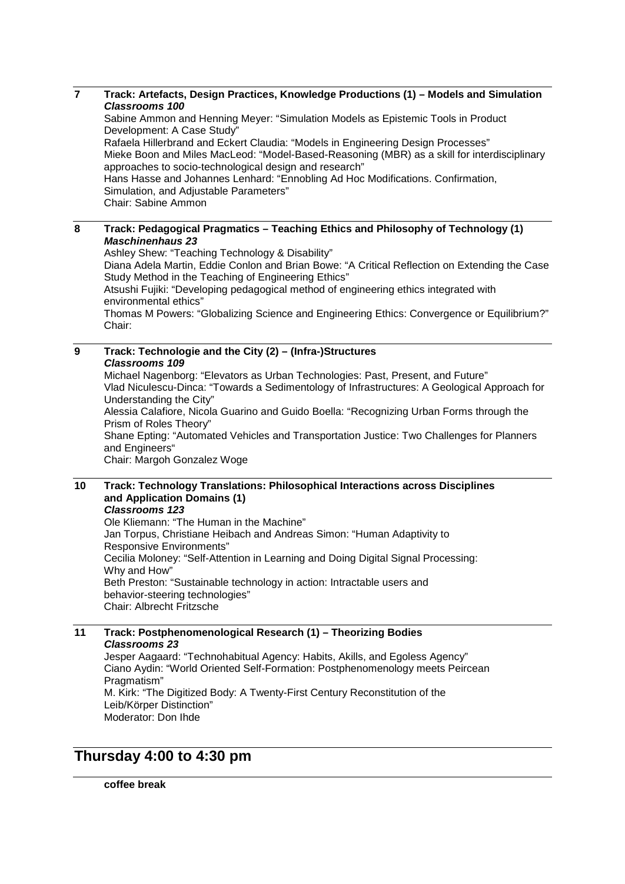**7 Track: Artefacts, Design Practices, Knowledge Productions (1) – Models and Simulation**
***Classrooms 100***
Sabine Ammon and Henning Meyer: "Simulation Models as Epistemic Tools in Product Development: A Case Study"
Rafaela Hillerbrand and Eckert Claudia: "Models in Engineering Design Processes"
Mieke Boon and Miles MacLeod: "Model-Based-Reasoning (MBR) as a skill for interdisciplinary approaches to socio-technological design and research"
Hans Hasse and Johannes Lenhard: "Ennobling Ad Hoc Modifications. Confirmation, Simulation, and Adjustable Parameters"
Chair: Sabine Ammon

**8 Track: Pedagogical Pragmatics – Teaching Ethics and Philosophy of Technology (1)**
***Maschinenhaus 23***
Ashley Shew: "Teaching Technology & Disability"
Diana Adela Martin, Eddie Conlon and Brian Bowe: "A Critical Reflection on Extending the Case Study Method in the Teaching of Engineering Ethics"
Atsushi Fujiki: "Developing pedagogical method of engineering ethics integrated with environmental ethics"
Thomas M Powers: "Globalizing Science and Engineering Ethics: Convergence or Equilibrium?"
Chair:

**9 Track: Technologie and the City (2) – (Infra-)Structures**
***Classrooms 109***
Michael Nagenborg: "Elevators as Urban Technologies: Past, Present, and Future"
Vlad Niculescu-Dinca: "Towards a Sedimentology of Infrastructures: A Geological Approach for Understanding the City"
Alessia Calafiore, Nicola Guarino and Guido Boella: "Recognizing Urban Forms through the Prism of Roles Theory"
Shane Epting: "Automated Vehicles and Transportation Justice: Two Challenges for Planners and Engineers"
Chair: Margoh Gonzalez Woge

**10 Track: Technology Translations: Philosophical Interactions across Disciplines and Application Domains (1)**
***Classrooms 123***
Ole Kliemann: "The Human in the Machine"
Jan Torpus, Christiane Heibach and Andreas Simon: "Human Adaptivity to Responsive Environments"
Cecilia Moloney: "Self-Attention in Learning and Doing Digital Signal Processing: Why and How"
Beth Preston: "Sustainable technology in action: Intractable users and behavior-steering technologies"
Chair: Albrecht Fritzsche

**11 Track: Postphenomenological Research (1) – Theorizing Bodies**
***Classrooms 23***
Jesper Aagaard: "Technohabitual Agency: Habits, Akills, and Egoless Agency"
Ciano Aydin: "World Oriented Self-Formation: Postphenomenology meets Peircean Pragmatism"
M. Kirk: "The Digitized Body: A Twenty-First Century Reconstitution of the Leib/Körper Distinction"
Moderator: Don Ihde

## Thursday 4:00 to 4:30 pm

**coffee break**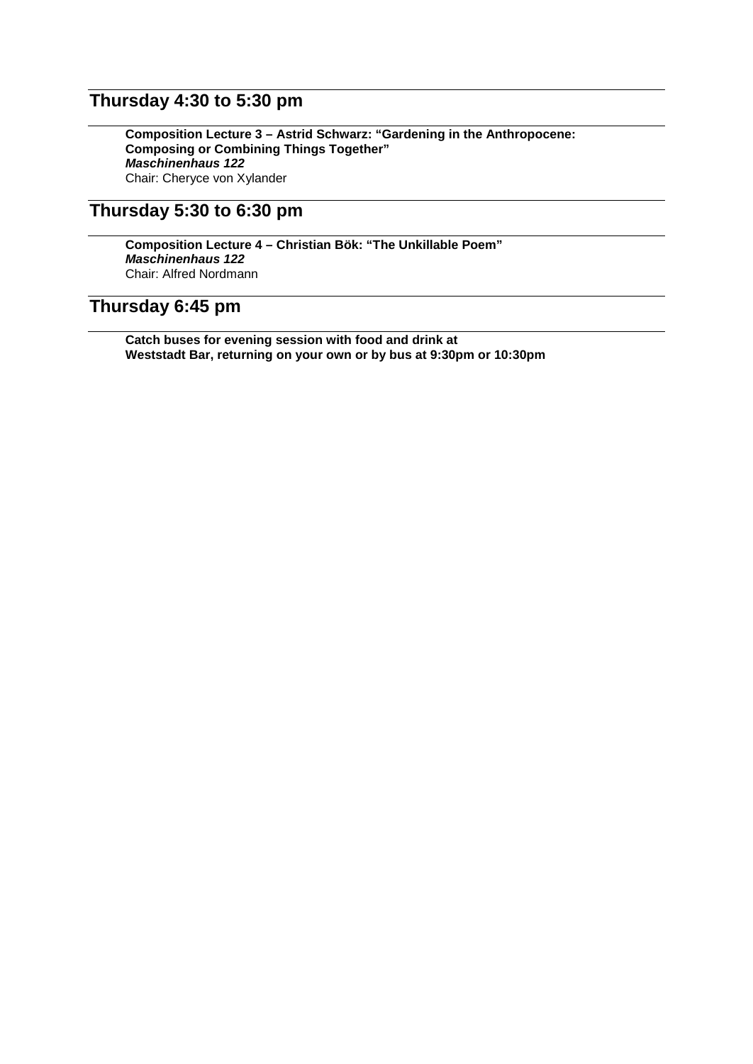## Thursday 4:30 to 5:30 pm

**Composition Lecture 3 – Astrid Schwarz: "Gardening in the Anthropocene: Composing or Combining Things Together"**
***Maschinenhaus 122***
Chair: Cheryce von Xylander

## Thursday 5:30 to 6:30 pm

**Composition Lecture 4 – Christian Bök: "The Unkillable Poem"**
***Maschinenhaus 122***
Chair: Alfred Nordmann

## Thursday 6:45 pm

**Catch buses for evening session with food and drink at Weststadt Bar, returning on your own or by bus at 9:30pm or 10:30pm**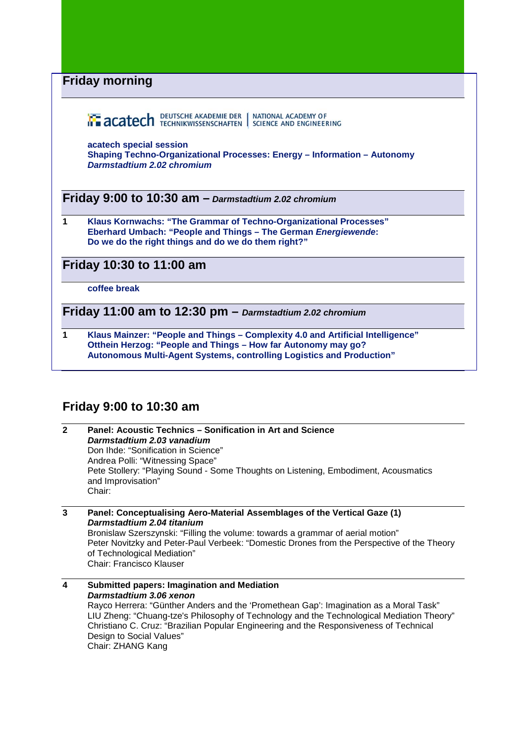## Friday morning

acatech DEUTSCHE AKADEMIE DER TECHNIKWISSENSCHAFTEN | NATIONAL ACADEMY OF SCIENCE AND ENGINEERING

**acatech special session**
**Shaping Techno-Organizational Processes: Energy – Information – Autonomy**
***Darmstadtium 2.02 chromium***

## Friday 9:00 to 10:30 am – *Darmstadtium 2.02 chromium*

**1** **Klaus Kornwachs: "The Grammar of Techno-Organizational Processes"**
**Eberhard Umbach: "People and Things – The German *Energiewende*: Do we do the right things and do we do them right?"**

## Friday 10:30 to 11:00 am

**coffee break**

## Friday 11:00 am to 12:30 pm – *Darmstadtium 2.02 chromium*

**1** **Klaus Mainzer: "People and Things – Complexity 4.0 and Artificial Intelligence"**
**Otthein Herzog: "People and Things – How far Autonomy may go? Autonomous Multi-Agent Systems, controlling Logistics and Production"**

## Friday 9:00 to 10:30 am

**2** **Panel: Acoustic Technics – Sonification in Art and Science**
***Darmstadtium 2.03 vanadium***
Don Ihde: "Sonification in Science"
Andrea Polli: "Witnessing Space"
Pete Stollery: "Playing Sound - Some Thoughts on Listening, Embodiment, Acousmatics and Improvisation"
Chair:

**3** **Panel: Conceptualising Aero-Material Assemblages of the Vertical Gaze (1)**
***Darmstadtium 2.04 titanium***
Bronislaw Szerszynski: "Filling the volume: towards a grammar of aerial motion"
Peter Novitzky and Peter-Paul Verbeek: "Domestic Drones from the Perspective of the Theory of Technological Mediation"
Chair: Francisco Klauser

**4** **Submitted papers: Imagination and Mediation**
***Darmstadtium 3.06 xenon***
Rayco Herrera: "Günther Anders and the 'Promethean Gap': Imagination as a Moral Task"
LIU Zheng: "Chuang-tze's Philosophy of Technology and the Technological Mediation Theory"
Christiano C. Cruz: "Brazilian Popular Engineering and the Responsiveness of Technical Design to Social Values"
Chair: ZHANG Kang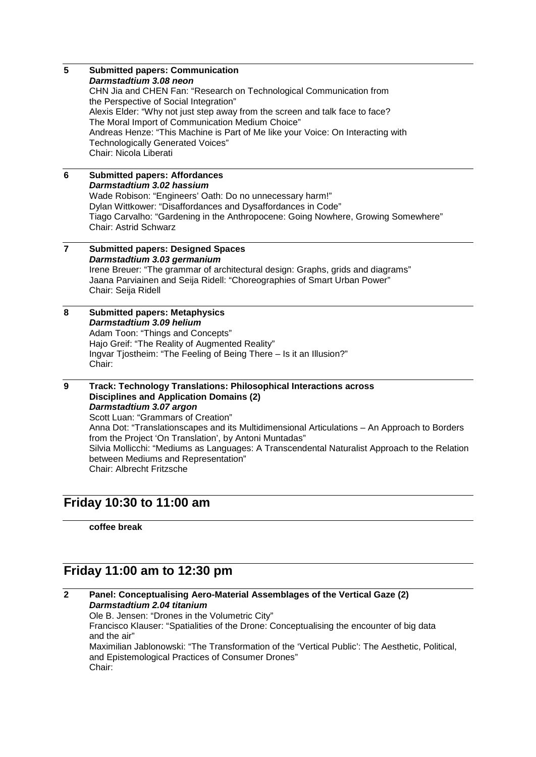**5 Submitted papers: Communication**
***Darmstadtium 3.08 neon***
CHN Jia and CHEN Fan: "Research on Technological Communication from the Perspective of Social Integration"
Alexis Elder: "Why not just step away from the screen and talk face to face? The Moral Import of Communication Medium Choice"
Andreas Henze: "This Machine is Part of Me like your Voice: On Interacting with Technologically Generated Voices"
Chair: Nicola Liberati

**6 Submitted papers: Affordances**
***Darmstadtium 3.02 hassium***
Wade Robison: "Engineers' Oath: Do no unnecessary harm!"
Dylan Wittkower: "Disaffordances and Dysaffordances in Code"
Tiago Carvalho: "Gardening in the Anthropocene: Going Nowhere, Growing Somewhere"
Chair: Astrid Schwarz

**7 Submitted papers: Designed Spaces**
***Darmstadtium 3.03 germanium***
Irene Breuer: "The grammar of architectural design: Graphs, grids and diagrams"
Jaana Parviainen and Seija Ridell: "Choreographies of Smart Urban Power"
Chair: Seija Ridell

**8 Submitted papers: Metaphysics**
***Darmstadtium 3.09 helium***
Adam Toon: "Things and Concepts"
Hajo Greif: "The Reality of Augmented Reality"
Ingvar Tjostheim: "The Feeling of Being There – Is it an Illusion?"
Chair:

**9 Track: Technology Translations: Philosophical Interactions across Disciplines and Application Domains (2)**
***Darmstadtium 3.07 argon***
Scott Luan: "Grammars of Creation"
Anna Dot: "Translationscapes and its Multidimensional Articulations – An Approach to Borders from the Project 'On Translation', by Antoni Muntadas"
Silvia Mollicchi: "Mediums as Languages: A Transcendental Naturalist Approach to the Relation between Mediums and Representation"
Chair: Albrecht Fritzsche

## Friday 10:30 to 11:00 am

**coffee break**

## Friday 11:00 am to 12:30 pm

**2 Panel: Conceptualising Aero-Material Assemblages of the Vertical Gaze (2)**
***Darmstadtium 2.04 titanium***
Ole B. Jensen: "Drones in the Volumetric City"
Francisco Klauser: "Spatialities of the Drone: Conceptualising the encounter of big data and the air"
Maximilian Jablonowski: "The Transformation of the 'Vertical Public': The Aesthetic, Political, and Epistemological Practices of Consumer Drones"
Chair: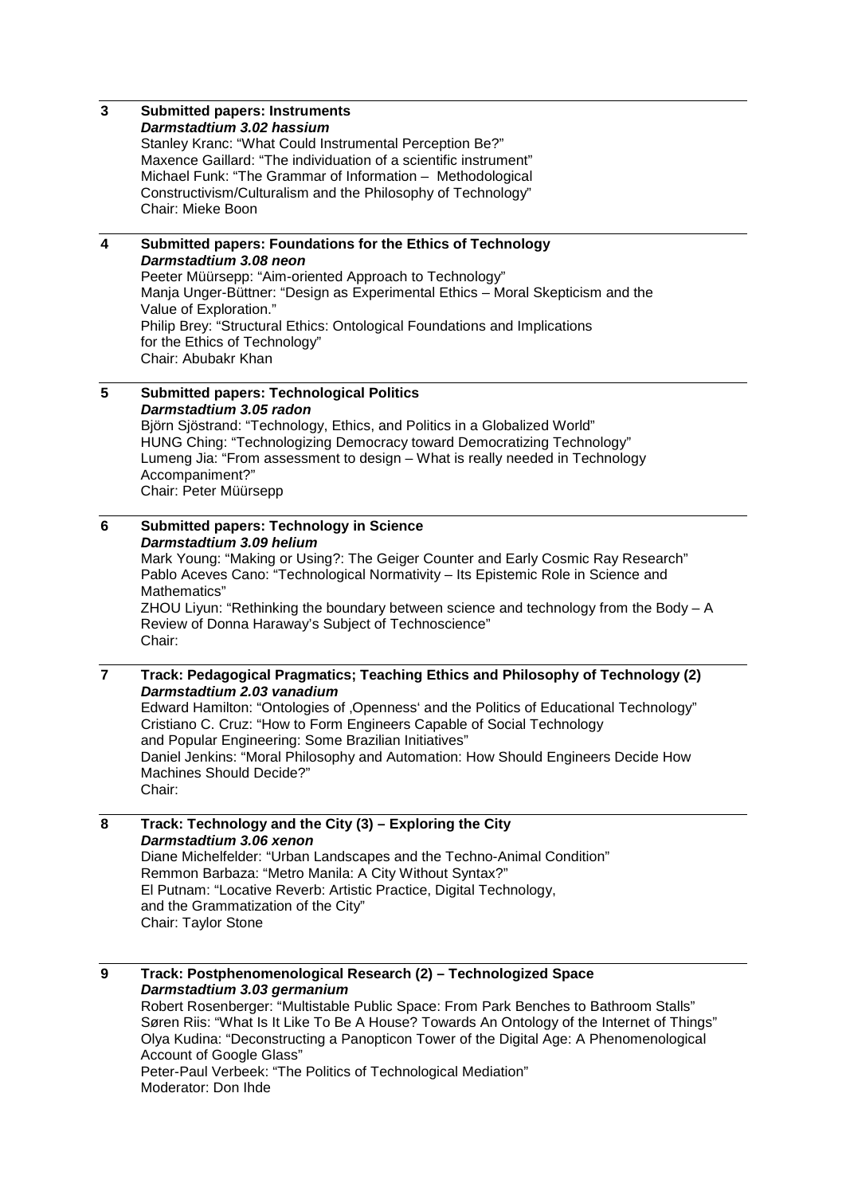**3 Submitted papers: Instruments**
***Darmstadtium 3.02 hassium***
Stanley Kranc: "What Could Instrumental Perception Be?"
Maxence Gaillard: "The individuation of a scientific instrument"
Michael Funk: "The Grammar of Information – Methodological Constructivism/Culturalism and the Philosophy of Technology"
Chair: Mieke Boon

---

**4 Submitted papers: Foundations for the Ethics of Technology**
***Darmstadtium 3.08 neon***
Peeter Müürsepp: "Aim-oriented Approach to Technology"
Manja Unger-Büttner: "Design as Experimental Ethics – Moral Skepticism and the Value of Exploration."
Philip Brey: "Structural Ethics: Ontological Foundations and Implications for the Ethics of Technology"
Chair: Abubakr Khan

---

**5 Submitted papers: Technological Politics**
***Darmstadtium 3.05 radon***
Björn Sjöstrand: "Technology, Ethics, and Politics in a Globalized World"
HUNG Ching: "Technologizing Democracy toward Democratizing Technology"
Lumeng Jia: "From assessment to design – What is really needed in Technology Accompaniment?"
Chair: Peter Müürsepp

---

**6 Submitted papers: Technology in Science**
***Darmstadtium 3.09 helium***
Mark Young: "Making or Using?: The Geiger Counter and Early Cosmic Ray Research"
Pablo Aceves Cano: "Technological Normativity – Its Epistemic Role in Science and Mathematics"
ZHOU Liyun: "Rethinking the boundary between science and technology from the Body – A Review of Donna Haraway's Subject of Technoscience"
Chair:

---

**7 Track: Pedagogical Pragmatics; Teaching Ethics and Philosophy of Technology (2)**
***Darmstadtium 2.03 vanadium***
Edward Hamilton: "Ontologies of ‚Openness' and the Politics of Educational Technology"
Cristiano C. Cruz: "How to Form Engineers Capable of Social Technology and Popular Engineering: Some Brazilian Initiatives"
Daniel Jenkins: "Moral Philosophy and Automation: How Should Engineers Decide How Machines Should Decide?"
Chair:

---

**8 Track: Technology and the City (3) – Exploring the City**
***Darmstadtium 3.06 xenon***
Diane Michelfelder: "Urban Landscapes and the Techno-Animal Condition"
Remmon Barbaza: "Metro Manila: A City Without Syntax?"
El Putnam: "Locative Reverb: Artistic Practice, Digital Technology, and the Grammatization of the City"
Chair: Taylor Stone

---

**9 Track: Postphenomenological Research (2) – Technologized Space**
***Darmstadtium 3.03 germanium***
Robert Rosenberger: "Multistable Public Space: From Park Benches to Bathroom Stalls"
Søren Riis: "What Is It Like To Be A House? Towards An Ontology of the Internet of Things"
Olya Kudina: "Deconstructing a Panopticon Tower of the Digital Age: A Phenomenological Account of Google Glass"
Peter-Paul Verbeek: "The Politics of Technological Mediation"
Moderator: Don Ihde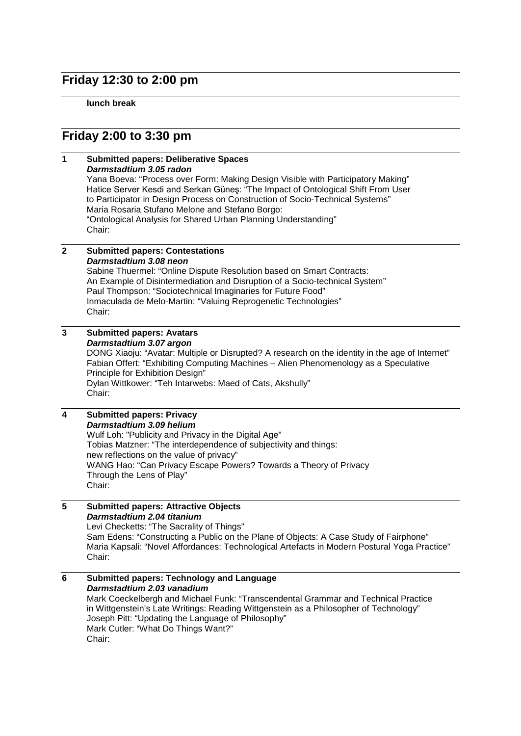## Friday 12:30 to 2:00 pm

**lunch break**

## Friday 2:00 to 3:30 pm

**1 Submitted papers: Deliberative Spaces**
***Darmstadtium 3.05 radon***
Yana Boeva: “Process over Form: Making Design Visible with Participatory Making”
Hatice Server Kesdi and Serkan Güneş: “The Impact of Ontological Shift From User to Participator in Design Process on Construction of Socio-Technical Systems”
Maria Rosaria Stufano Melone and Stefano Borgo:
“Ontological Analysis for Shared Urban Planning Understanding”
Chair:

**2 Submitted papers: Contestations**
***Darmstadtium 3.08 neon***
Sabine Thuermel: “Online Dispute Resolution based on Smart Contracts: An Example of Disintermediation and Disruption of a Socio-technical System”
Paul Thompson: “Sociotechnical Imaginaries for Future Food”
Inmaculada de Melo-Martin: “Valuing Reprogenetic Technologies”
Chair:

**3 Submitted papers: Avatars**
***Darmstadtium 3.07 argon***
DONG Xiaoju: “Avatar: Multiple or Disrupted? A research on the identity in the age of Internet”
Fabian Offert: “Exhibiting Computing Machines – Alien Phenomenology as a Speculative Principle for Exhibition Design”
Dylan Wittkower: “Teh Intarwebs: Maed of Cats, Akshully”
Chair:

**4 Submitted papers: Privacy**
***Darmstadtium 3.09 helium***
Wulf Loh: "Publicity and Privacy in the Digital Age"
Tobias Matzner: “The interdependence of subjectivity and things: new reflections on the value of privacy”
WANG Hao: “Can Privacy Escape Powers? Towards a Theory of Privacy Through the Lens of Play”
Chair:

**5 Submitted papers: Attractive Objects**
***Darmstadtium 2.04 titanium***
Levi Checketts: “The Sacrality of Things”
Sam Edens: “Constructing a Public on the Plane of Objects: A Case Study of Fairphone”
Maria Kapsali: “Novel Affordances: Technological Artefacts in Modern Postural Yoga Practice”
Chair:

**6 Submitted papers: Technology and Language**
***Darmstadtium 2.03 vanadium***
Mark Coeckelbergh and Michael Funk: “Transcendental Grammar and Technical Practice in Wittgenstein's Late Writings: Reading Wittgenstein as a Philosopher of Technology”
Joseph Pitt: “Updating the Language of Philosophy”
Mark Cutler: “What Do Things Want?”
Chair: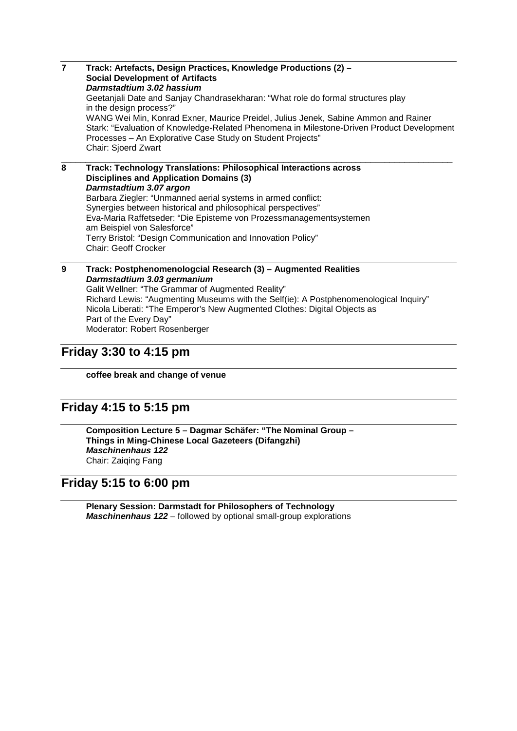**7 Track: Artefacts, Design Practices, Knowledge Productions (2) – Social Development of Artifacts**
***Darmstadtium 3.02 hassium***
Geetanjali Date and Sanjay Chandrasekharan: "What role do formal structures play in the design process?"
WANG Wei Min, Konrad Exner, Maurice Preidel, Julius Jenek, Sabine Ammon and Rainer Stark: "Evaluation of Knowledge-Related Phenomena in Milestone-Driven Product Development Processes – An Explorative Case Study on Student Projects"
Chair: Sjoerd Zwart

---

**8 Track: Technology Translations: Philosophical Interactions across Disciplines and Application Domains (3)**
***Darmstadtium 3.07 argon***
Barbara Ziegler: "Unmanned aerial systems in armed conflict: Synergies between historical and philosophical perspectives"
Eva-Maria Raffetseder: "Die Episteme von Prozessmanagementsystemen am Beispiel von Salesforce"
Terry Bristol: "Design Communication and Innovation Policy"
Chair: Geoff Crocker

---

**9 Track: Postphenomenologcial Research (3) – Augmented Realities**
***Darmstadtium 3.03 germanium***
Galit Wellner: "The Grammar of Augmented Reality"
Richard Lewis: "Augmenting Museums with the Self(ie): A Postphenomenological Inquiry"
Nicola Liberati: "The Emperor's New Augmented Clothes: Digital Objects as Part of the Every Day"
Moderator: Robert Rosenberger

## Friday 3:30 to 4:15 pm

**coffee break and change of venue**

## Friday 4:15 to 5:15 pm

**Composition Lecture 5 – Dagmar Schäfer: "The Nominal Group – Things in Ming-Chinese Local Gazeteers (Difangzhi)**
***Maschinenhaus 122***
Chair: Zaiqing Fang

## Friday 5:15 to 6:00 pm

**Plenary Session: Darmstadt for Philosophers of Technology**
***Maschinenhaus 122*** – followed by optional small-group explorations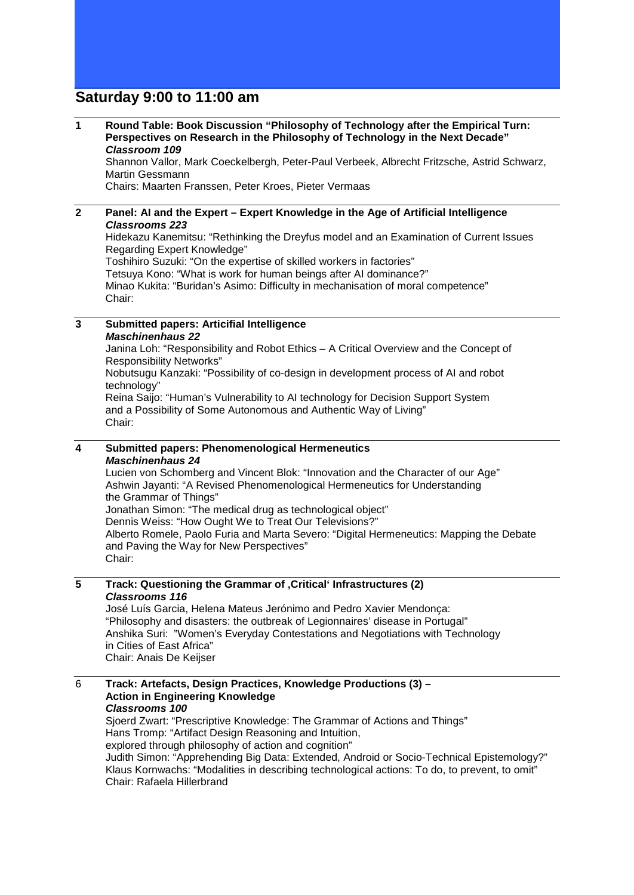## Saturday 9:00 to 11:00 am

**1** **Round Table: Book Discussion "Philosophy of Technology after the Empirical Turn: Perspectives on Research in the Philosophy of Technology in the Next Decade"**
***Classroom 109***
Shannon Vallor, Mark Coeckelbergh, Peter-Paul Verbeek, Albrecht Fritzsche, Astrid Schwarz, Martin Gessmann
Chairs: Maarten Franssen, Peter Kroes, Pieter Vermaas

**2** **Panel: AI and the Expert – Expert Knowledge in the Age of Artificial Intelligence**
***Classrooms 223***
Hidekazu Kanemitsu: "Rethinking the Dreyfus model and an Examination of Current Issues Regarding Expert Knowledge"
Toshihiro Suzuki: "On the expertise of skilled workers in factories"
Tetsuya Kono: "What is work for human beings after AI dominance?"
Minao Kukita: "Buridan's Asimo: Difficulty in mechanisation of moral competence"
Chair:

**3** **Submitted papers: Articifial Intelligence**
***Maschinenhaus 22***
Janina Loh: "Responsibility and Robot Ethics – A Critical Overview and the Concept of Responsibility Networks"
Nobutsugu Kanzaki: "Possibility of co-design in development process of AI and robot technology"
Reina Saijo: "Human's Vulnerability to AI technology for Decision Support System and a Possibility of Some Autonomous and Authentic Way of Living"
Chair:

**4** **Submitted papers: Phenomenological Hermeneutics**
***Maschinenhaus 24***
Lucien von Schomberg and Vincent Blok: "Innovation and the Character of our Age"
Ashwin Jayanti: "A Revised Phenomenological Hermeneutics for Understanding the Grammar of Things"
Jonathan Simon: "The medical drug as technological object"
Dennis Weiss: "How Ought We to Treat Our Televisions?"
Alberto Romele, Paolo Furia and Marta Severo: "Digital Hermeneutics: Mapping the Debate and Paving the Way for New Perspectives"
Chair:

**5** **Track: Questioning the Grammar of ‚Critical' Infrastructures (2)**
***Classrooms 116***
José Luís Garcia, Helena Mateus Jerónimo and Pedro Xavier Mendonça: "Philosophy and disasters: the outbreak of Legionnaires' disease in Portugal"
Anshika Suri: "Women's Everyday Contestations and Negotiations with Technology in Cities of East Africa"
Chair: Anais De Keijser

6 **Track: Artefacts, Design Practices, Knowledge Productions (3) – Action in Engineering Knowledge**
***Classrooms 100***
Sjoerd Zwart: "Prescriptive Knowledge: The Grammar of Actions and Things"
Hans Tromp: "Artifact Design Reasoning and Intuition, explored through philosophy of action and cognition"
Judith Simon: "Apprehending Big Data: Extended, Android or Socio-Technical Epistemology?"
Klaus Kornwachs: "Modalities in describing technological actions: To do, to prevent, to omit"
Chair: Rafaela Hillerbrand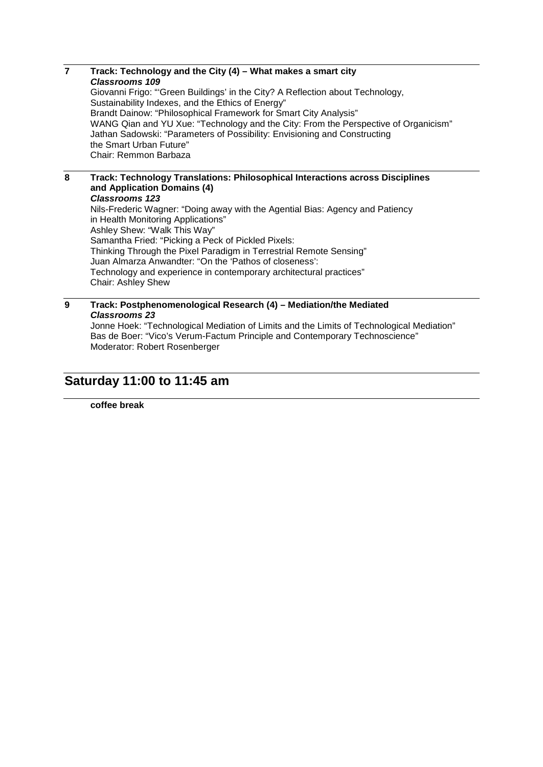**7 Track: Technology and the City (4) – What makes a smart city**
***Classrooms 109***
Giovanni Frigo: "'Green Buildings' in the City? A Reflection about Technology, Sustainability Indexes, and the Ethics of Energy"
Brandt Dainow: "Philosophical Framework for Smart City Analysis"
WANG Qian and YU Xue: "Technology and the City: From the Perspective of Organicism"
Jathan Sadowski: "Parameters of Possibility: Envisioning and Constructing the Smart Urban Future"
Chair: Remmon Barbaza

**8 Track: Technology Translations: Philosophical Interactions across Disciplines and Application Domains (4)**
***Classrooms 123***
Nils-Frederic Wagner: "Doing away with the Agential Bias: Agency and Patiency in Health Monitoring Applications"
Ashley Shew: "Walk This Way"
Samantha Fried: "Picking a Peck of Pickled Pixels: Thinking Through the Pixel Paradigm in Terrestrial Remote Sensing"
Juan Almarza Anwandter: "On the 'Pathos of closeness': Technology and experience in contemporary architectural practices"
Chair: Ashley Shew

**9 Track: Postphenomenological Research (4) – Mediation/the Mediated**
***Classrooms 23***
Jonne Hoek: "Technological Mediation of Limits and the Limits of Technological Mediation"
Bas de Boer: "Vico's Verum-Factum Principle and Contemporary Technoscience"
Moderator: Robert Rosenberger

## Saturday 11:00 to 11:45 am

**coffee break**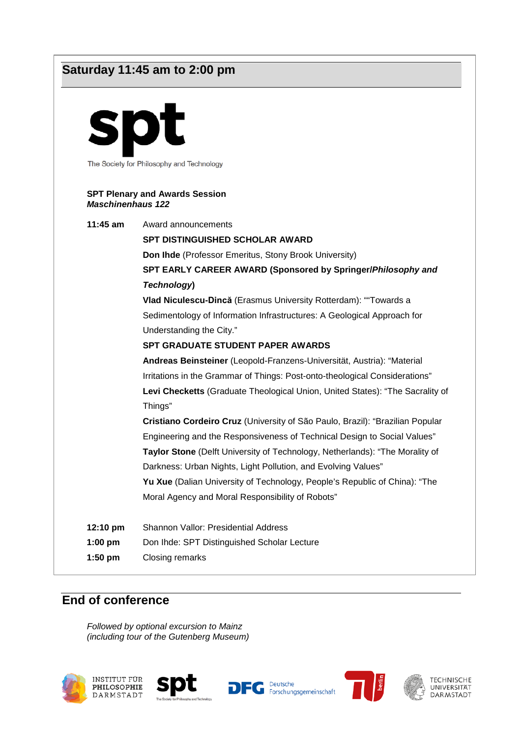## Saturday 11:45 am to 2:00 pm

spt

The Society for Philosophy and Technology

**SPT Plenary and Awards Session**
***Maschinenhaus 122***

**11:45 am** Award announcements

**SPT DISTINGUISHED SCHOLAR AWARD**

**Don Ihde** (Professor Emeritus, Stony Brook University)

**SPT EARLY CAREER AWARD (Sponsored by Springer/*Philosophy and Technology*)**

**Vlad Niculescu-Dincă** (Erasmus University Rotterdam): ""Towards a Sedimentology of Information Infrastructures: A Geological Approach for Understanding the City."

**SPT GRADUATE STUDENT PAPER AWARDS**

**Andreas Beinsteiner** (Leopold-Franzens-Universität, Austria): "Material Irritations in the Grammar of Things: Post-onto-theological Considerations"

**Levi Checketts** (Graduate Theological Union, United States): "The Sacrality of Things"

**Cristiano Cordeiro Cruz** (University of São Paulo, Brazil): "Brazilian Popular Engineering and the Responsiveness of Technical Design to Social Values"

**Taylor Stone** (Delft University of Technology, Netherlands): "The Morality of Darkness: Urban Nights, Light Pollution, and Evolving Values"

**Yu Xue** (Dalian University of Technology, People's Republic of China): "The Moral Agency and Moral Responsibility of Robots"

**12:10 pm** Shannon Vallor: Presidential Address

**1:00 pm** Don Ihde: SPT Distinguished Scholar Lecture

**1:50 pm** Closing remarks

## End of conference

*Followed by optional excursion to Mainz (including tour of the Gutenberg Museum)*

INSTITUT FÜR PHILOSOPHIE DARMSTADT | spt The Society for Philosophy and Technology | DFG Deutsche Forschungsgemeinschaft | TU berlin | TECHNISCHE UNIVERSITÄT DARMSTADT